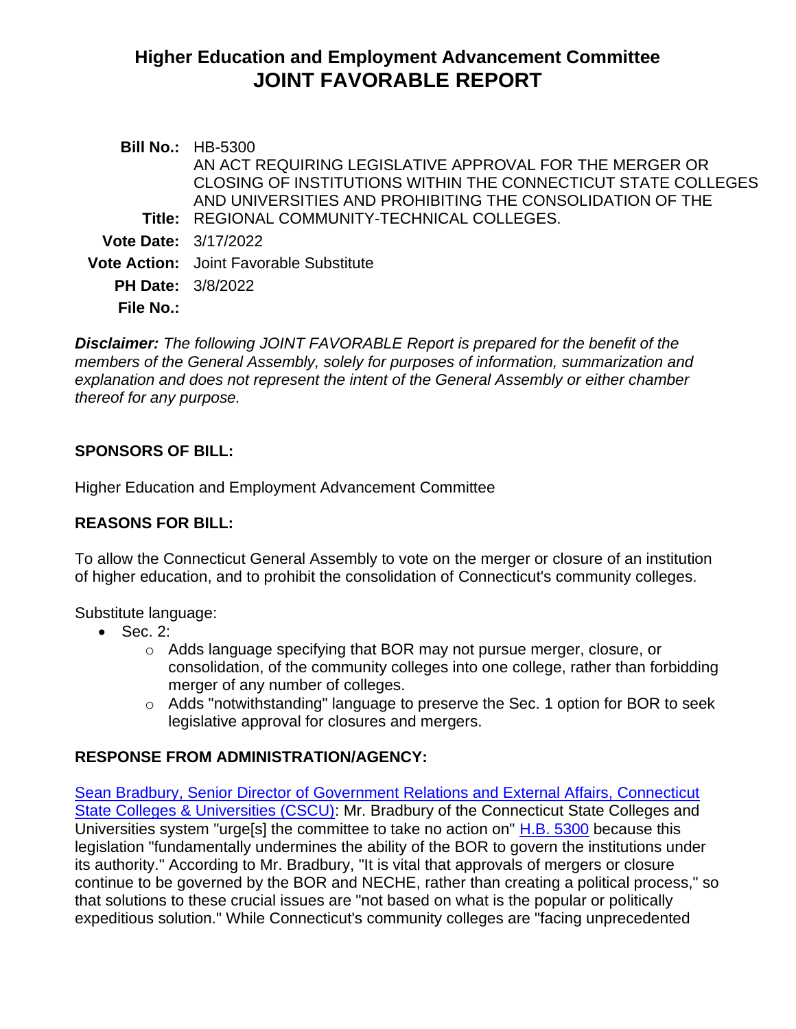# Higher Education and Employment Advancement Committee
# JOINT FAVORABLE REPORT

**Bill No.:** HB-5300

**Title:** AN ACT REQUIRING LEGISLATIVE APPROVAL FOR THE MERGER OR CLOSING OF INSTITUTIONS WITHIN THE CONNECTICUT STATE COLLEGES AND UNIVERSITIES AND PROHIBITING THE CONSOLIDATION OF THE REGIONAL COMMUNITY-TECHNICAL COLLEGES.

**Vote Date:** 3/17/2022

**Vote Action:** Joint Favorable Substitute

**PH Date:** 3/8/2022

**File No.:**

***Disclaimer:*** *The following JOINT FAVORABLE Report is prepared for the benefit of the members of the General Assembly, solely for purposes of information, summarization and explanation and does not represent the intent of the General Assembly or either chamber thereof for any purpose.*

## SPONSORS OF BILL:

Higher Education and Employment Advancement Committee

## REASONS FOR BILL:

To allow the Connecticut General Assembly to vote on the merger or closure of an institution of higher education, and to prohibit the consolidation of Connecticut's community colleges.

Substitute language:

- Sec. 2:
  - Adds language specifying that BOR may not pursue merger, closure, or consolidation, of the community colleges into one college, rather than forbidding merger of any number of colleges.
  - Adds "notwithstanding" language to preserve the Sec. 1 option for BOR to seek legislative approval for closures and mergers.

## RESPONSE FROM ADMINISTRATION/AGENCY:

Sean Bradbury, Senior Director of Government Relations and External Affairs, Connecticut State Colleges & Universities (CSCU): Mr. Bradbury of the Connecticut State Colleges and Universities system "urge[s] the committee to take no action on" H.B. 5300 because this legislation "fundamentally undermines the ability of the BOR to govern the institutions under its authority." According to Mr. Bradbury, "It is vital that approvals of mergers or closure continue to be governed by the BOR and NECHE, rather than creating a political process," so that solutions to these crucial issues are "not based on what is the popular or politically expeditious solution." While Connecticut's community colleges are "facing unprecedented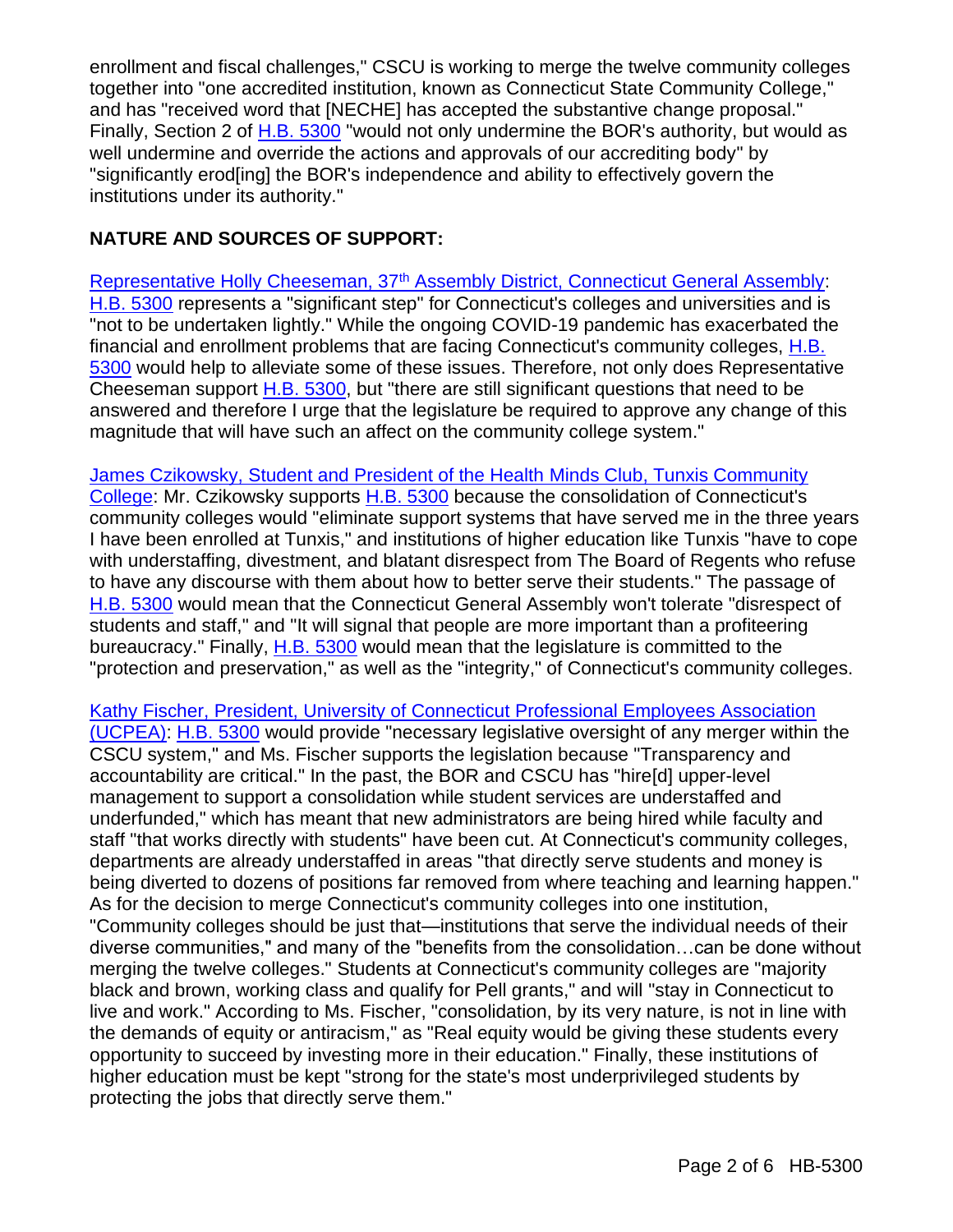enrollment and fiscal challenges," CSCU is working to merge the twelve community colleges together into "one accredited institution, known as Connecticut State Community College," and has "received word that [NECHE] has accepted the substantive change proposal." Finally, Section 2 of H.B. 5300 "would not only undermine the BOR's authority, but would as well undermine and override the actions and approvals of our accrediting body" by "significantly erod[ing] the BOR's independence and ability to effectively govern the institutions under its authority."

## NATURE AND SOURCES OF SUPPORT:

Representative Holly Cheeseman, 37th Assembly District, Connecticut General Assembly: H.B. 5300 represents a "significant step" for Connecticut's colleges and universities and is "not to be undertaken lightly." While the ongoing COVID-19 pandemic has exacerbated the financial and enrollment problems that are facing Connecticut's community colleges, H.B. 5300 would help to alleviate some of these issues. Therefore, not only does Representative Cheeseman support H.B. 5300, but "there are still significant questions that need to be answered and therefore I urge that the legislature be required to approve any change of this magnitude that will have such an affect on the community college system."

James Czikowsky, Student and President of the Health Minds Club, Tunxis Community College: Mr. Czikowsky supports H.B. 5300 because the consolidation of Connecticut's community colleges would "eliminate support systems that have served me in the three years I have been enrolled at Tunxis," and institutions of higher education like Tunxis "have to cope with understaffing, divestment, and blatant disrespect from The Board of Regents who refuse to have any discourse with them about how to better serve their students." The passage of H.B. 5300 would mean that the Connecticut General Assembly won't tolerate "disrespect of students and staff," and "It will signal that people are more important than a profiteering bureaucracy." Finally, H.B. 5300 would mean that the legislature is committed to the "protection and preservation," as well as the "integrity," of Connecticut's community colleges.

Kathy Fischer, President, University of Connecticut Professional Employees Association (UCPEA): H.B. 5300 would provide "necessary legislative oversight of any merger within the CSCU system," and Ms. Fischer supports the legislation because "Transparency and accountability are critical." In the past, the BOR and CSCU has "hire[d] upper-level management to support a consolidation while student services are understaffed and underfunded," which has meant that new administrators are being hired while faculty and staff "that works directly with students" have been cut. At Connecticut's community colleges, departments are already understaffed in areas "that directly serve students and money is being diverted to dozens of positions far removed from where teaching and learning happen." As for the decision to merge Connecticut's community colleges into one institution, "Community colleges should be just that—institutions that serve the individual needs of their diverse communities," and many of the "benefits from the consolidation…can be done without merging the twelve colleges." Students at Connecticut's community colleges are "majority black and brown, working class and qualify for Pell grants," and will "stay in Connecticut to live and work." According to Ms. Fischer, "consolidation, by its very nature, is not in line with the demands of equity or antiracism," as "Real equity would be giving these students every opportunity to succeed by investing more in their education." Finally, these institutions of higher education must be kept "strong for the state's most underprivileged students by protecting the jobs that directly serve them."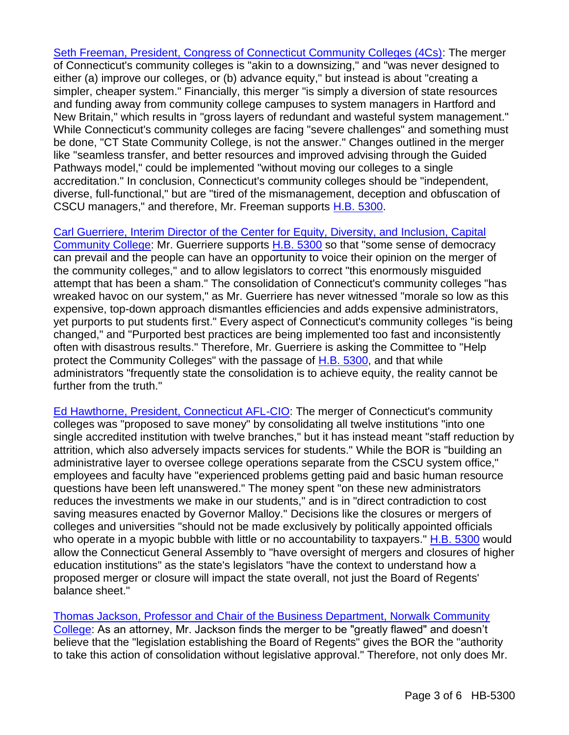Seth Freeman, President, Congress of Connecticut Community Colleges (4Cs): The merger of Connecticut's community colleges is "akin to a downsizing," and "was never designed to either (a) improve our colleges, or (b) advance equity," but instead is about "creating a simpler, cheaper system." Financially, this merger "is simply a diversion of state resources and funding away from community college campuses to system managers in Hartford and New Britain," which results in "gross layers of redundant and wasteful system management." While Connecticut's community colleges are facing "severe challenges" and something must be done, "CT State Community College, is not the answer." Changes outlined in the merger like "seamless transfer, and better resources and improved advising through the Guided Pathways model," could be implemented "without moving our colleges to a single accreditation." In conclusion, Connecticut's community colleges should be "independent, diverse, full-functional," but are "tired of the mismanagement, deception and obfuscation of CSCU managers," and therefore, Mr. Freeman supports H.B. 5300.

Carl Guerriere, Interim Director of the Center for Equity, Diversity, and Inclusion, Capital Community College: Mr. Guerriere supports H.B. 5300 so that "some sense of democracy can prevail and the people can have an opportunity to voice their opinion on the merger of the community colleges," and to allow legislators to correct "this enormously misguided attempt that has been a sham." The consolidation of Connecticut's community colleges "has wreaked havoc on our system," as Mr. Guerriere has never witnessed "morale so low as this expensive, top-down approach dismantles efficiencies and adds expensive administrators, yet purports to put students first." Every aspect of Connecticut's community colleges "is being changed," and "Purported best practices are being implemented too fast and inconsistently often with disastrous results." Therefore, Mr. Guerriere is asking the Committee to "Help protect the Community Colleges" with the passage of H.B. 5300, and that while administrators "frequently state the consolidation is to achieve equity, the reality cannot be further from the truth."

Ed Hawthorne, President, Connecticut AFL-CIO: The merger of Connecticut's community colleges was "proposed to save money" by consolidating all twelve institutions "into one single accredited institution with twelve branches," but it has instead meant "staff reduction by attrition, which also adversely impacts services for students." While the BOR is "building an administrative layer to oversee college operations separate from the CSCU system office," employees and faculty have "experienced problems getting paid and basic human resource questions have been left unanswered." The money spent "on these new administrators reduces the investments we make in our students," and is in "direct contradiction to cost saving measures enacted by Governor Malloy." Decisions like the closures or mergers of colleges and universities "should not be made exclusively by politically appointed officials who operate in a myopic bubble with little or no accountability to taxpayers." H.B. 5300 would allow the Connecticut General Assembly to "have oversight of mergers and closures of higher education institutions" as the state's legislators "have the context to understand how a proposed merger or closure will impact the state overall, not just the Board of Regents' balance sheet."

Thomas Jackson, Professor and Chair of the Business Department, Norwalk Community College: As an attorney, Mr. Jackson finds the merger to be "greatly flawed" and doesn't believe that the "legislation establishing the Board of Regents" gives the BOR the "authority to take this action of consolidation without legislative approval." Therefore, not only does Mr.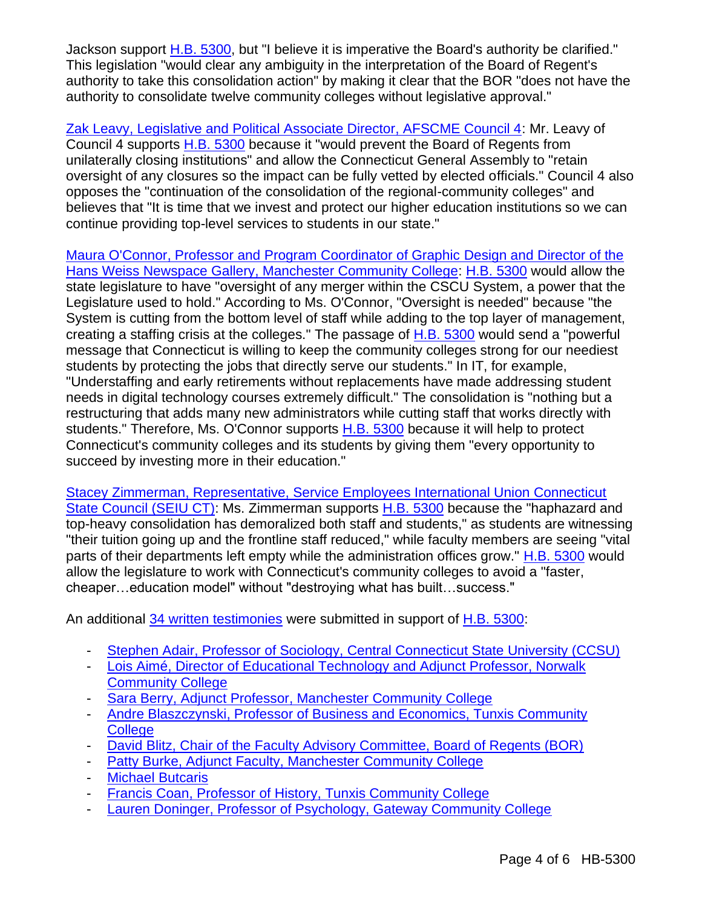Jackson support H.B. 5300, but "I believe it is imperative the Board's authority be clarified." This legislation "would clear any ambiguity in the interpretation of the Board of Regent's authority to take this consolidation action" by making it clear that the BOR "does not have the authority to consolidate twelve community colleges without legislative approval."

Zak Leavy, Legislative and Political Associate Director, AFSCME Council 4: Mr. Leavy of Council 4 supports H.B. 5300 because it "would prevent the Board of Regents from unilaterally closing institutions" and allow the Connecticut General Assembly to "retain oversight of any closures so the impact can be fully vetted by elected officials." Council 4 also opposes the "continuation of the consolidation of the regional-community colleges" and believes that "It is time that we invest and protect our higher education institutions so we can continue providing top-level services to students in our state."

Maura O'Connor, Professor and Program Coordinator of Graphic Design and Director of the Hans Weiss Newspace Gallery, Manchester Community College: H.B. 5300 would allow the state legislature to have "oversight of any merger within the CSCU System, a power that the Legislature used to hold." According to Ms. O'Connor, "Oversight is needed" because "the System is cutting from the bottom level of staff while adding to the top layer of management, creating a staffing crisis at the colleges." The passage of H.B. 5300 would send a "powerful message that Connecticut is willing to keep the community colleges strong for our neediest students by protecting the jobs that directly serve our students." In IT, for example, "Understaffing and early retirements without replacements have made addressing student needs in digital technology courses extremely difficult." The consolidation is "nothing but a restructuring that adds many new administrators while cutting staff that works directly with students." Therefore, Ms. O'Connor supports H.B. 5300 because it will help to protect Connecticut's community colleges and its students by giving them "every opportunity to succeed by investing more in their education."

Stacey Zimmerman, Representative, Service Employees International Union Connecticut State Council (SEIU CT): Ms. Zimmerman supports H.B. 5300 because the "haphazard and top-heavy consolidation has demoralized both staff and students," as students are witnessing "their tuition going up and the frontline staff reduced," while faculty members are seeing "vital parts of their departments left empty while the administration offices grow." H.B. 5300 would allow the legislature to work with Connecticut's community colleges to avoid a "faster, cheaper…education model" without "destroying what has built…success."

An additional 34 written testimonies were submitted in support of H.B. 5300:

- Stephen Adair, Professor of Sociology, Central Connecticut State University (CCSU)
- Lois Aimé, Director of Educational Technology and Adjunct Professor, Norwalk Community College
- Sara Berry, Adjunct Professor, Manchester Community College
- Andre Blaszczynski, Professor of Business and Economics, Tunxis Community College
- David Blitz, Chair of the Faculty Advisory Committee, Board of Regents (BOR)
- Patty Burke, Adjunct Faculty, Manchester Community College
- Michael Butcaris
- Francis Coan, Professor of History, Tunxis Community College
- Lauren Doninger, Professor of Psychology, Gateway Community College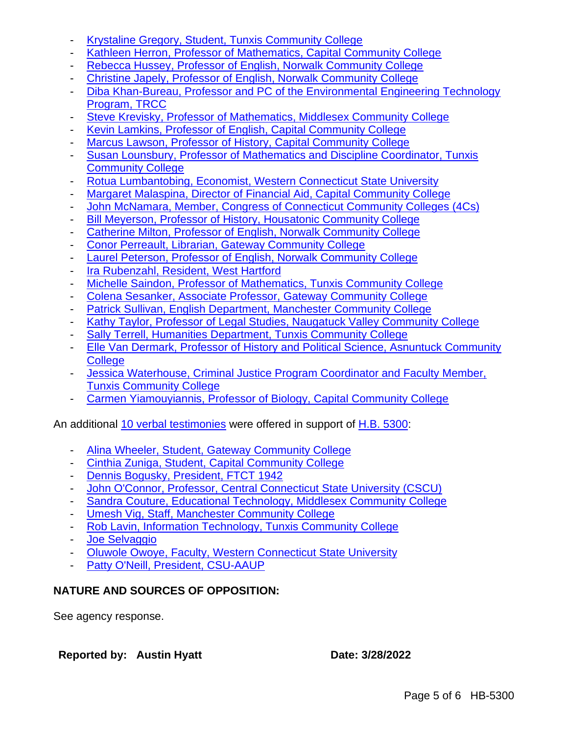- Krystaline Gregory, Student, Tunxis Community College
- Kathleen Herron, Professor of Mathematics, Capital Community College
- Rebecca Hussey, Professor of English, Norwalk Community College
- Christine Japely, Professor of English, Norwalk Community College
- Diba Khan-Bureau, Professor and PC of the Environmental Engineering Technology Program, TRCC
- Steve Krevisky, Professor of Mathematics, Middlesex Community College
- Kevin Lamkins, Professor of English, Capital Community College
- Marcus Lawson, Professor of History, Capital Community College
- Susan Lounsbury, Professor of Mathematics and Discipline Coordinator, Tunxis Community College
- Rotua Lumbantobing, Economist, Western Connecticut State University
- Margaret Malaspina, Director of Financial Aid, Capital Community College
- John McNamara, Member, Congress of Connecticut Community Colleges (4Cs)
- Bill Meyerson, Professor of History, Housatonic Community College
- Catherine Milton, Professor of English, Norwalk Community College
- Conor Perreault, Librarian, Gateway Community College
- Laurel Peterson, Professor of English, Norwalk Community College
- Ira Rubenzahl, Resident, West Hartford
- Michelle Saindon, Professor of Mathematics, Tunxis Community College
- Colena Sesanker, Associate Professor, Gateway Community College
- Patrick Sullivan, English Department, Manchester Community College
- Kathy Taylor, Professor of Legal Studies, Naugatuck Valley Community College
- Sally Terrell, Humanities Department, Tunxis Community College
- Elle Van Dermark, Professor of History and Political Science, Asnuntuck Community College
- Jessica Waterhouse, Criminal Justice Program Coordinator and Faculty Member, Tunxis Community College
- Carmen Yiamouyiannis, Professor of Biology, Capital Community College

An additional 10 verbal testimonies were offered in support of H.B. 5300:

- Alina Wheeler, Student, Gateway Community College
- Cinthia Zuniga, Student, Capital Community College
- Dennis Bogusky, President, FTCT 1942
- John O'Connor, Professor, Central Connecticut State University (CSCU)
- Sandra Couture, Educational Technology, Middlesex Community College
- Umesh Vig, Staff, Manchester Community College
- Rob Lavin, Information Technology, Tunxis Community College
- Joe Selvaggio
- Oluwole Owoye, Faculty, Western Connecticut State University
- Patty O'Neill, President, CSU-AAUP

**NATURE AND SOURCES OF OPPOSITION:**

See agency response.

**Reported by: Austin Hyatt** **Date: 3/28/2022**